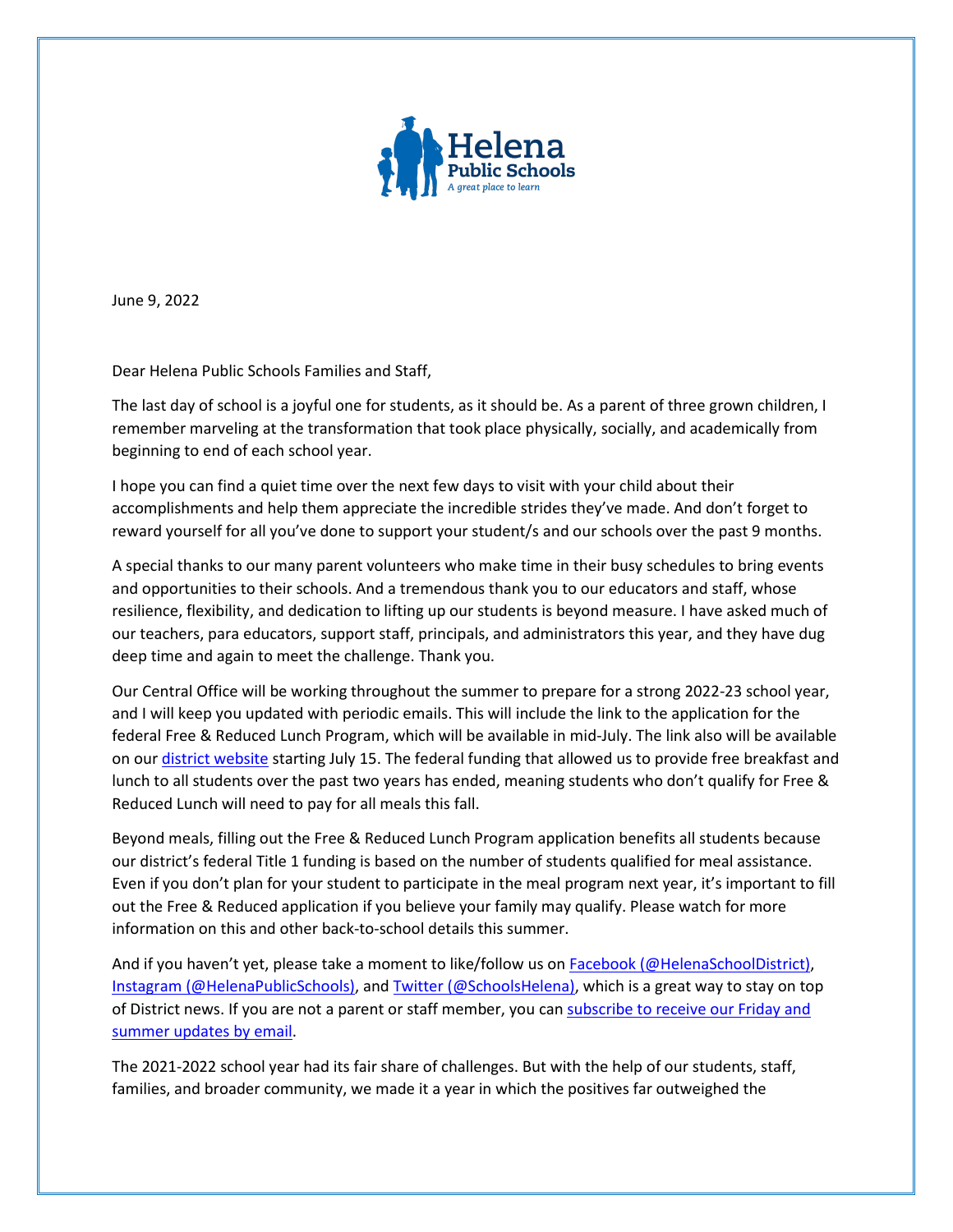June 9, 2022

Dear Helena Public Schools Families and Staff,

The last day of school is a joyful one for students, as it should be. As a parent of three grown children, I remember marveling at the transformation that took place physically, socially, and academically from beginning to end of each school year.

I hope you can find a quiet time over the next few days to visit with your child about their accomplishments and help them appreciate the incredible strides they've made. And don't forget to reward yourself for all you've done to support your student/s and our schools over the past 9 months.

A special thanks to our many parent volunteers who make time in their busy schedules to bring events and opportunities to their schools. And a tremendous thank you to our educators and staff, whose resilience, flexibility, and dedication to lifting up our students is beyond measure. I have asked much of our teachers, para educators, support staff, principals, and administrators this year, and they have dug deep time and again to meet the challenge. Thank you.

Our Central Office will be working throughout the summer to prepare for a strong 2022-23 school year, and I will keep you updated with periodic emails. This will include the link to the application for the federal Free & Reduced Lunch Program, which will be available in mid-July. The link also will be available on our district website starting July 15. The federal funding that allowed us to provide free breakfast and lunch to all students over the past two years has ended, meaning students who don't qualify for Free & Reduced Lunch will need to pay for all meals this fall.

Beyond meals, filling out the Free & Reduced Lunch Program application benefits all students because our district's federal Title 1 funding is based on the number of students qualified for meal assistance. Even if you don't plan for your student to participate in the meal program next year, it's important to fill out the Free & Reduced application if you believe your family may qualify. Please watch for more information on this and other back-to-school details this summer.

And if you haven't yet, please take a moment to like/follow us on Facebook (@HelenaSchoolDistrict), Instagram (@HelenaPublicSchools), and Twitter (@SchoolsHelena), which is a great way to stay on top of District news. If you are not a parent or staff member, you can subscribe to receive our Friday and summer updates by email.

The 2021-2022 school year had its fair share of challenges. But with the help of our students, staff, families, and broader community, we made it a year in which the positives far outweighed the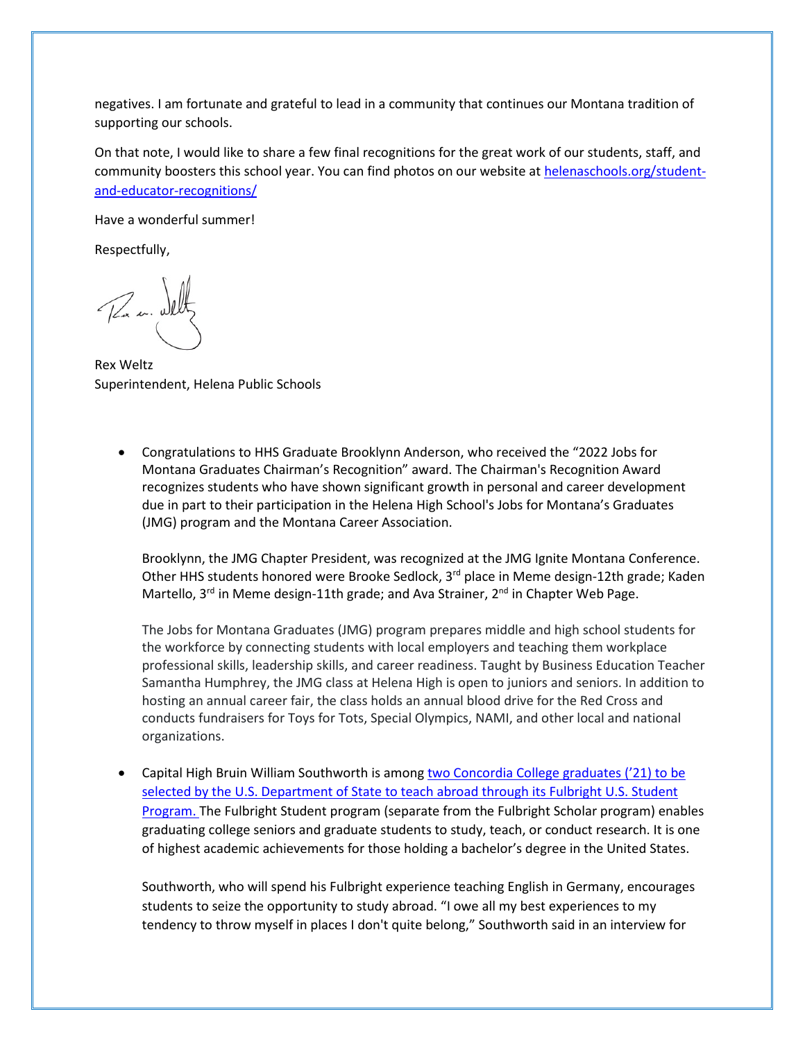negatives. I am fortunate and grateful to lead in a community that continues our Montana tradition of supporting our schools.

On that note, I would like to share a few final recognitions for the great work of our students, staff, and community boosters this school year. You can find photos on our website at [helenaschools.org/student-and-educator-recognitions/](helenaschools.org/student-and-educator-recognitions/)

Have a wonderful summer!

Respectfully,

Rex Weltz
Superintendent, Helena Public Schools

- Congratulations to HHS Graduate Brooklynn Anderson, who received the "2022 Jobs for Montana Graduates Chairman's Recognition" award. The Chairman's Recognition Award recognizes students who have shown significant growth in personal and career development due in part to their participation in the Helena High School's Jobs for Montana's Graduates (JMG) program and the Montana Career Association.

  Brooklynn, the JMG Chapter President, was recognized at the JMG Ignite Montana Conference. Other HHS students honored were Brooke Sedlock, 3rd place in Meme design-12th grade; Kaden Martello, 3rd in Meme design-11th grade; and Ava Strainer, 2nd in Chapter Web Page.

  The Jobs for Montana Graduates (JMG) program prepares middle and high school students for the workforce by connecting students with local employers and teaching them workplace professional skills, leadership skills, and career readiness. Taught by Business Education Teacher Samantha Humphrey, the JMG class at Helena High is open to juniors and seniors. In addition to hosting an annual career fair, the class holds an annual blood drive for the Red Cross and conducts fundraisers for Toys for Tots, Special Olympics, NAMI, and other local and national organizations.

- Capital High Bruin William Southworth is among two Concordia College graduates ('21) to be selected by the U.S. Department of State to teach abroad through its Fulbright U.S. Student Program. The Fulbright Student program (separate from the Fulbright Scholar program) enables graduating college seniors and graduate students to study, teach, or conduct research. It is one of highest academic achievements for those holding a bachelor's degree in the United States.

  Southworth, who will spend his Fulbright experience teaching English in Germany, encourages students to seize the opportunity to study abroad. "I owe all my best experiences to my tendency to throw myself in places I don't quite belong," Southworth said in an interview for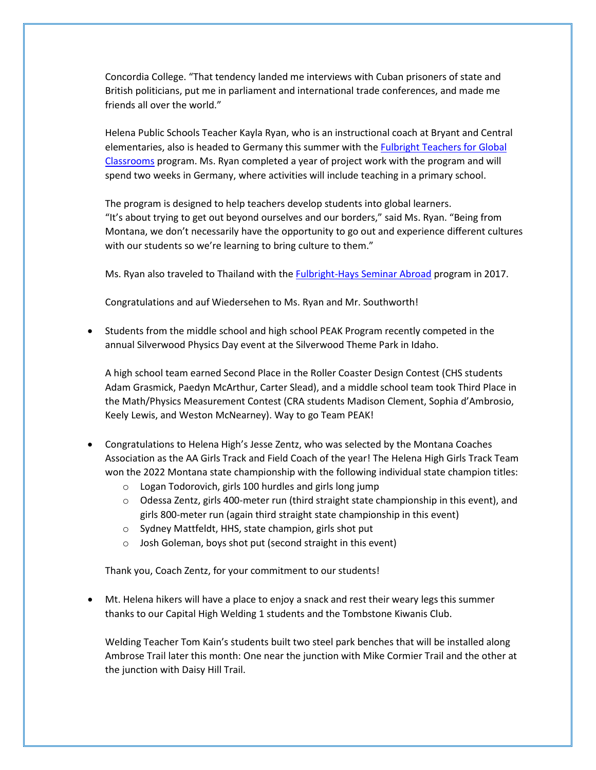Concordia College. "That tendency landed me interviews with Cuban prisoners of state and British politicians, put me in parliament and international trade conferences, and made me friends all over the world."

Helena Public Schools Teacher Kayla Ryan, who is an instructional coach at Bryant and Central elementaries, also is headed to Germany this summer with the Fulbright Teachers for Global Classrooms program. Ms. Ryan completed a year of project work with the program and will spend two weeks in Germany, where activities will include teaching in a primary school.

The program is designed to help teachers develop students into global learners. "It's about trying to get out beyond ourselves and our borders," said Ms. Ryan. "Being from Montana, we don't necessarily have the opportunity to go out and experience different cultures with our students so we're learning to bring culture to them."

Ms. Ryan also traveled to Thailand with the Fulbright-Hays Seminar Abroad program in 2017.

Congratulations and auf Wiedersehen to Ms. Ryan and Mr. Southworth!

- Students from the middle school and high school PEAK Program recently competed in the annual Silverwood Physics Day event at the Silverwood Theme Park in Idaho.

  A high school team earned Second Place in the Roller Coaster Design Contest (CHS students Adam Grasmick, Paedyn McArthur, Carter Slead), and a middle school team took Third Place in the Math/Physics Measurement Contest (CRA students Madison Clement, Sophia d'Ambrosio, Keely Lewis, and Weston McNearney). Way to go Team PEAK!

- Congratulations to Helena High's Jesse Zentz, who was selected by the Montana Coaches Association as the AA Girls Track and Field Coach of the year! The Helena High Girls Track Team won the 2022 Montana state championship with the following individual state champion titles:
  - Logan Todorovich, girls 100 hurdles and girls long jump
  - Odessa Zentz, girls 400-meter run (third straight state championship in this event), and girls 800-meter run (again third straight state championship in this event)
  - Sydney Mattfeldt, HHS, state champion, girls shot put
  - Josh Goleman, boys shot put (second straight in this event)

  Thank you, Coach Zentz, for your commitment to our students!

- Mt. Helena hikers will have a place to enjoy a snack and rest their weary legs this summer thanks to our Capital High Welding 1 students and the Tombstone Kiwanis Club.

  Welding Teacher Tom Kain's students built two steel park benches that will be installed along Ambrose Trail later this month: One near the junction with Mike Cormier Trail and the other at the junction with Daisy Hill Trail.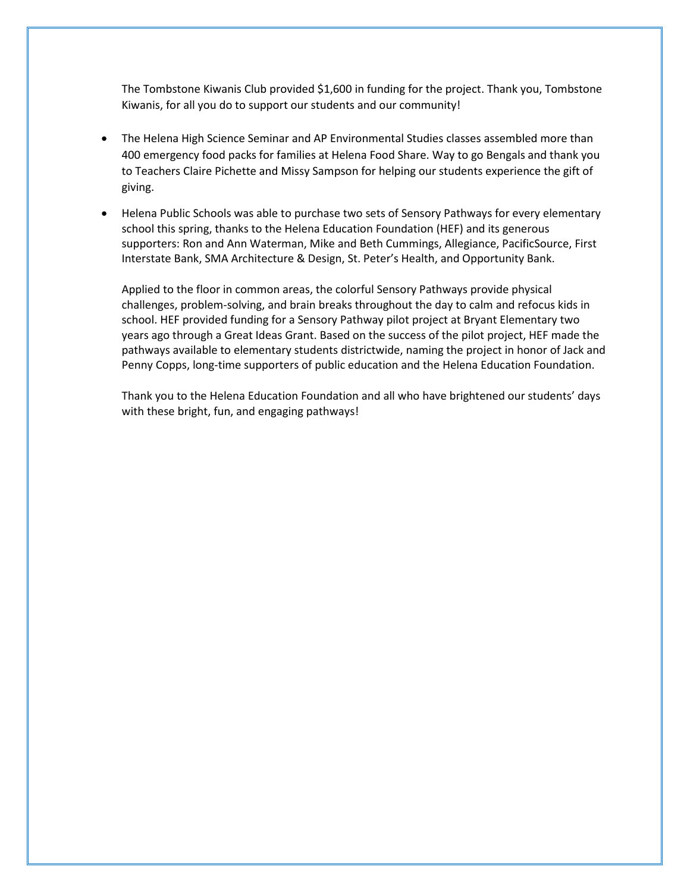The Tombstone Kiwanis Club provided $1,600 in funding for the project. Thank you, Tombstone Kiwanis, for all you do to support our students and our community!

- The Helena High Science Seminar and AP Environmental Studies classes assembled more than 400 emergency food packs for families at Helena Food Share. Way to go Bengals and thank you to Teachers Claire Pichette and Missy Sampson for helping our students experience the gift of giving.

- Helena Public Schools was able to purchase two sets of Sensory Pathways for every elementary school this spring, thanks to the Helena Education Foundation (HEF) and its generous supporters: Ron and Ann Waterman, Mike and Beth Cummings, Allegiance, PacificSource, First Interstate Bank, SMA Architecture & Design, St. Peter's Health, and Opportunity Bank.

  Applied to the floor in common areas, the colorful Sensory Pathways provide physical challenges, problem-solving, and brain breaks throughout the day to calm and refocus kids in school. HEF provided funding for a Sensory Pathway pilot project at Bryant Elementary two years ago through a Great Ideas Grant. Based on the success of the pilot project, HEF made the pathways available to elementary students districtwide, naming the project in honor of Jack and Penny Copps, long-time supporters of public education and the Helena Education Foundation.

  Thank you to the Helena Education Foundation and all who have brightened our students' days with these bright, fun, and engaging pathways!